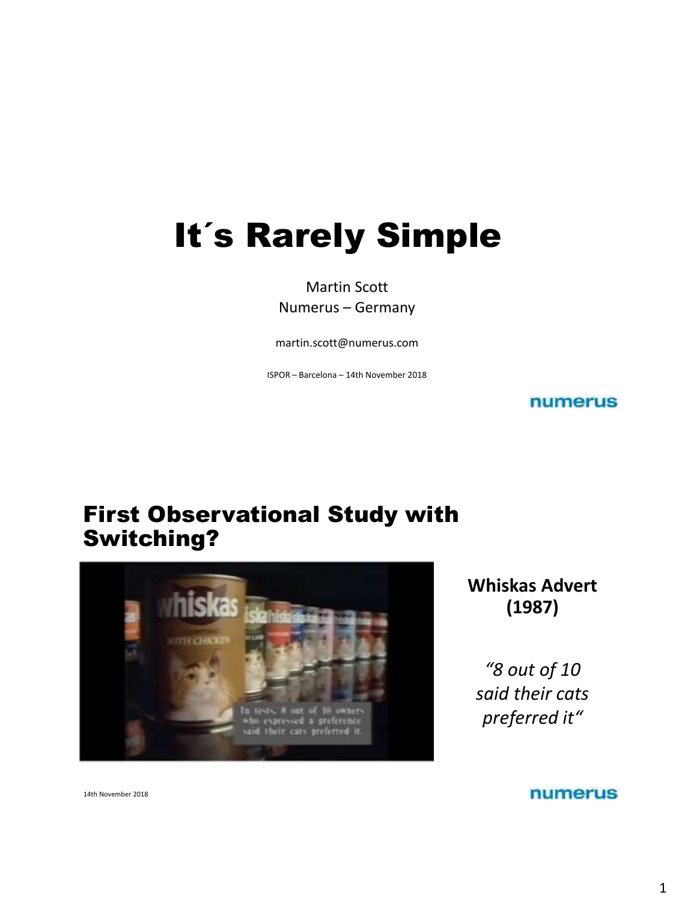# It´s Rarely Simple

Martin Scott
Numerus – Germany

martin.scott@numerus.com

ISPOR – Barcelona – 14th November 2018

numerus

## First Observational Study with Switching?

In tests, 8 out of 10 owners who expressed a preference said their cats preferred it.

**Whiskas Advert (1987)**

*"8 out of 10 said their cats preferred it"*

14th November 2018

numerus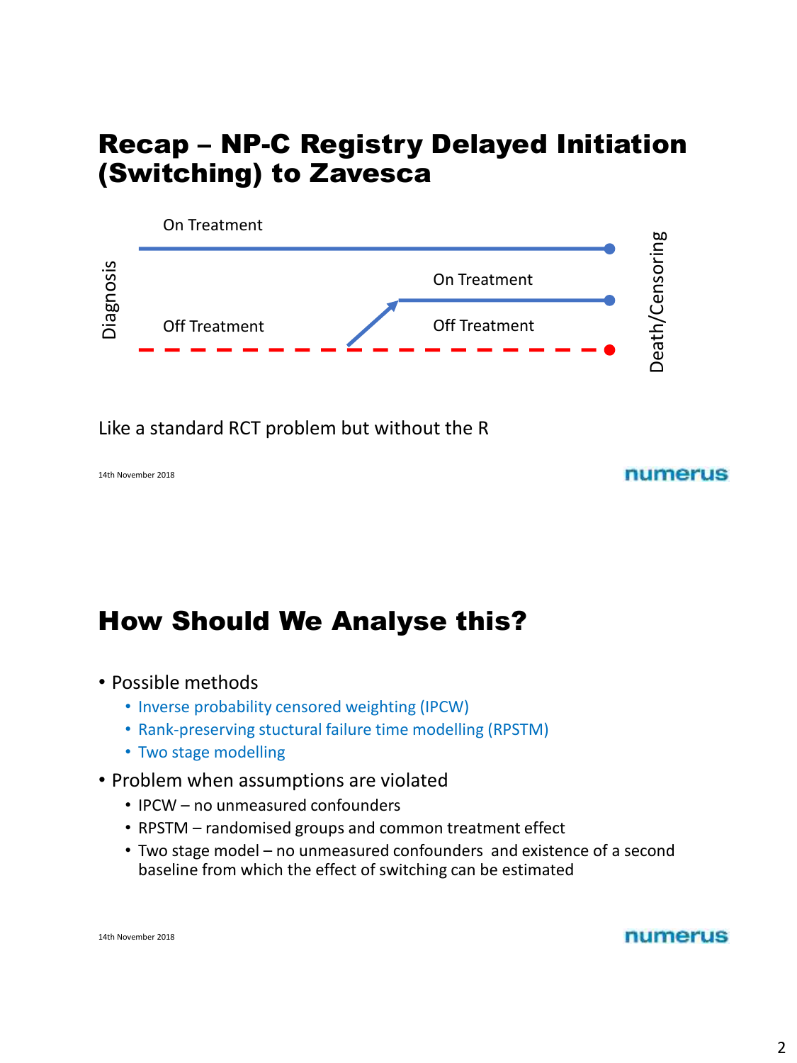# Recap – NP-C Registry Delayed Initiation (Switching) to Zavesca

Diagnosis

On Treatment

On Treatment

Off Treatment

Off Treatment

Death/Censoring

Like a standard RCT problem but without the R

# How Should We Analyse this?

- Possible methods
  - Inverse probability censored weighting (IPCW)
  - Rank-preserving stuctural failure time modelling (RPSTM)
  - Two stage modelling
- Problem when assumptions are violated
  - IPCW – no unmeasured confounders
  - RPSTM – randomised groups and common treatment effect
  - Two stage model – no unmeasured confounders and existence of a second baseline from which the effect of switching can be estimated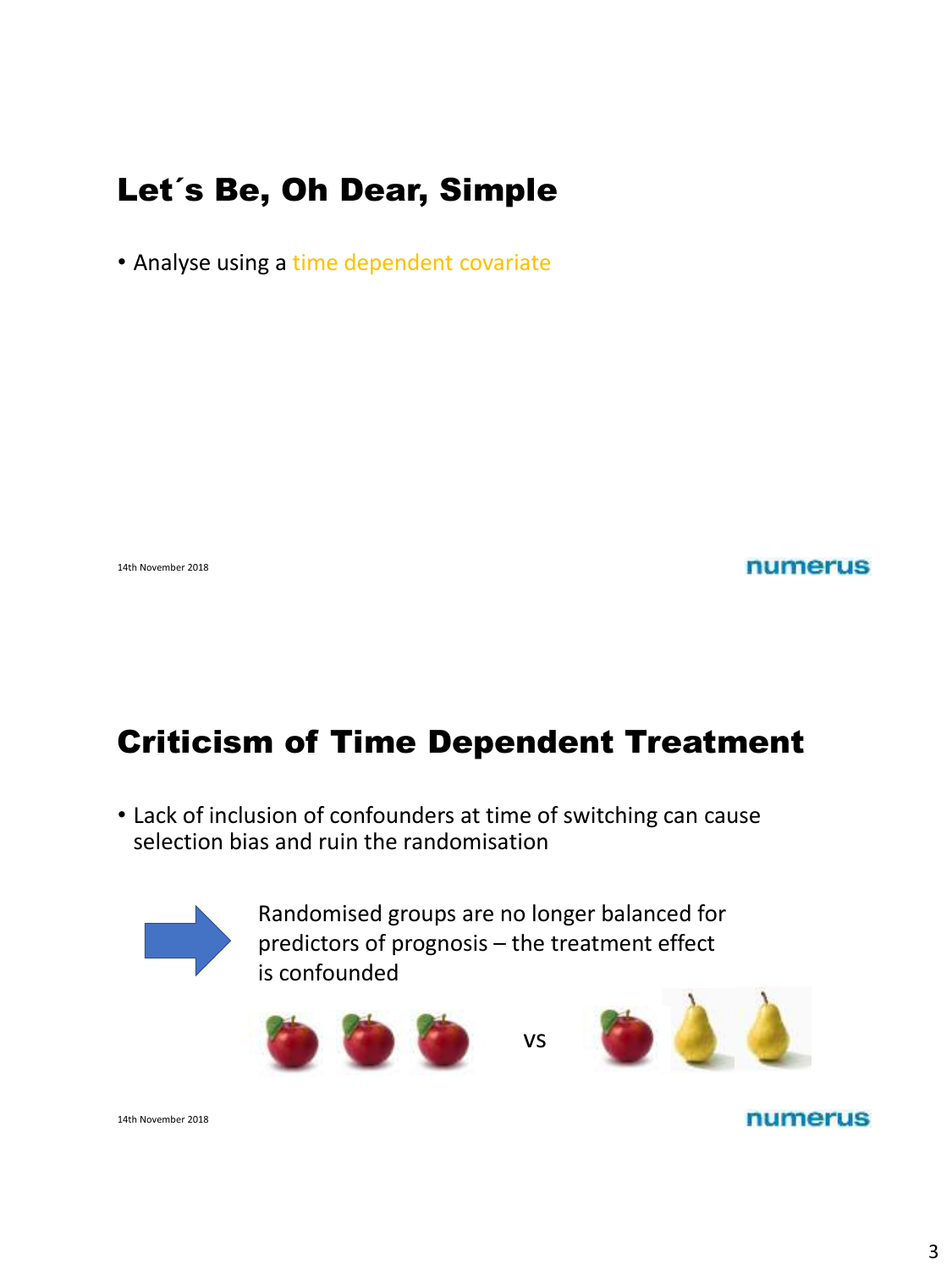## Let´s Be, Oh Dear, Simple

- Analyse using a time dependent covariate

## Criticism of Time Dependent Treatment

- Lack of inclusion of confounders at time of switching can cause selection bias and ruin the randomisation

Randomised groups are no longer balanced for predictors of prognosis – the treatment effect is confounded

vs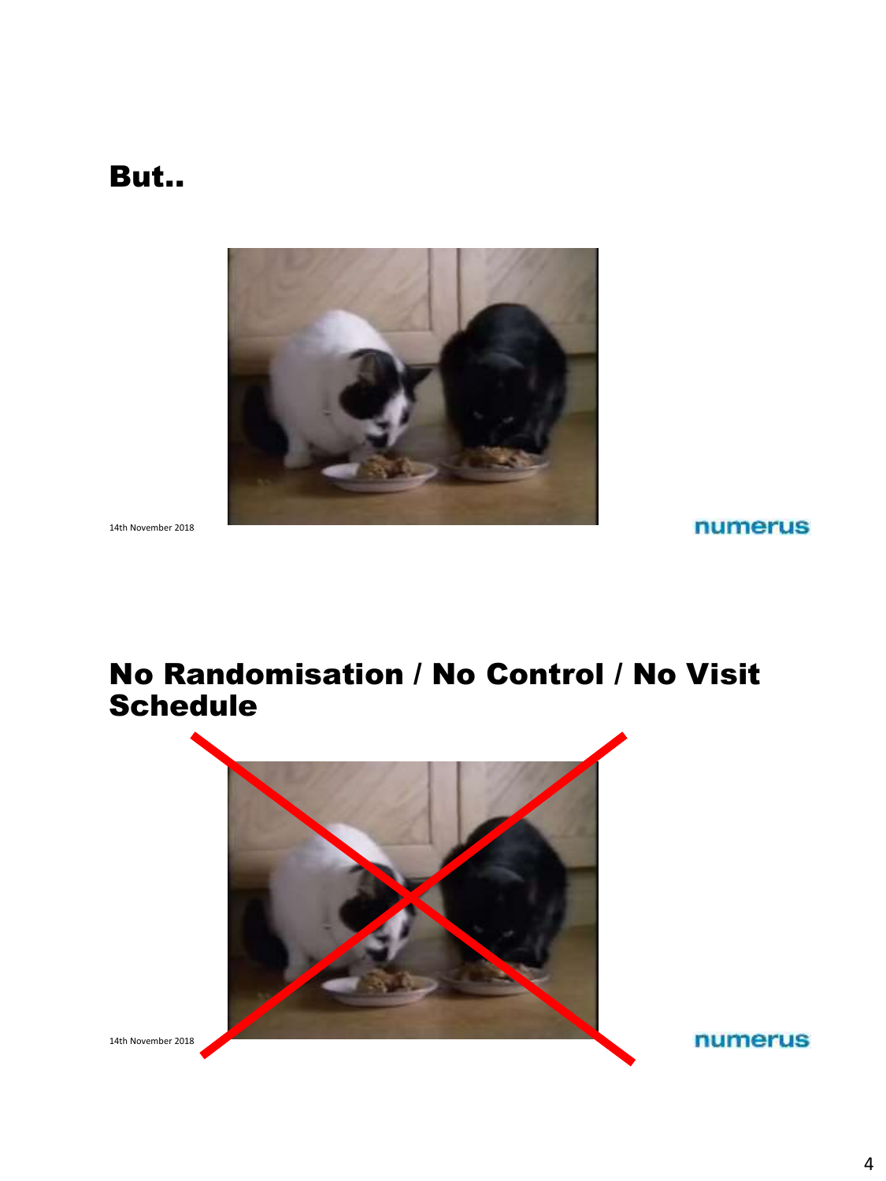## But..

## No Randomisation / No Control / No Visit Schedule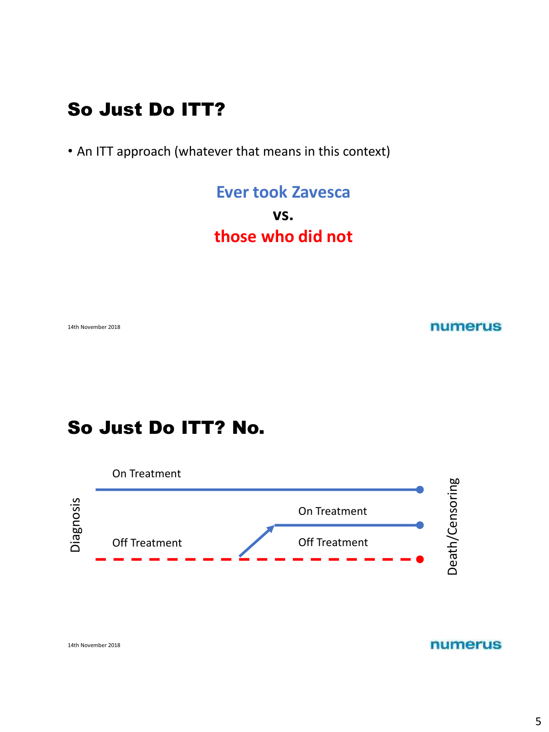## So Just Do ITT?

- An ITT approach (whatever that means in this context)

**Ever took Zavesca**

**vs.**

**those who did not**

## So Just Do ITT? No.

Diagnosis

On Treatment

Off Treatment

On Treatment

Off Treatment

Death/Censoring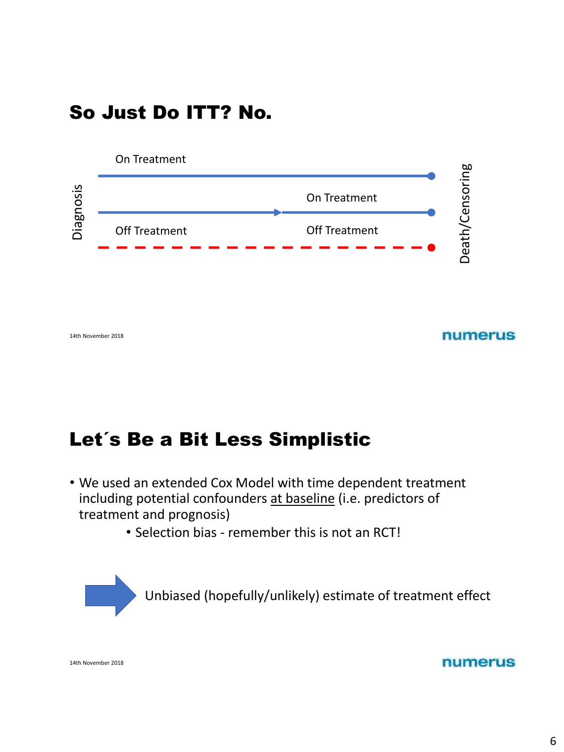## So Just Do ITT? No.

Diagnosis

On Treatment

On Treatment

Off Treatment

Off Treatment

Death/Censoring

14th November 2018

numerus

## Let´s Be a Bit Less Simplistic

- We used an extended Cox Model with time dependent treatment including potential confounders at baseline (i.e. predictors of treatment and prognosis)
  - Selection bias - remember this is not an RCT!

➡ Unbiased (hopefully/unlikely) estimate of treatment effect

14th November 2018

numerus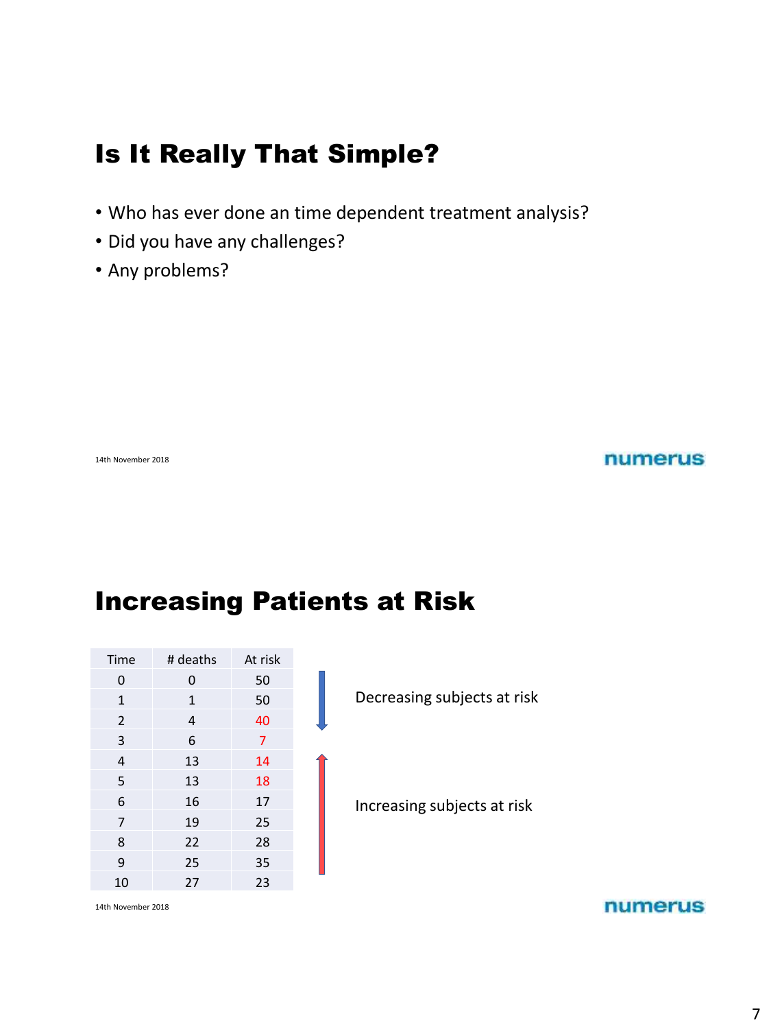## Is It Really That Simple?

- Who has ever done an time dependent treatment analysis?
- Did you have any challenges?
- Any problems?

## Increasing Patients at Risk

| Time | # deaths | At risk |
|---|---|---|
| 0 | 0 | 50 |
| 1 | 1 | 50 |
| 2 | 4 | 40 |
| 3 | 6 | 7 |
| 4 | 13 | 14 |
| 5 | 13 | 18 |
| 6 | 16 | 17 |
| 7 | 19 | 25 |
| 8 | 22 | 28 |
| 9 | 25 | 35 |
| 10 | 27 | 23 |

Decreasing subjects at risk

Increasing subjects at risk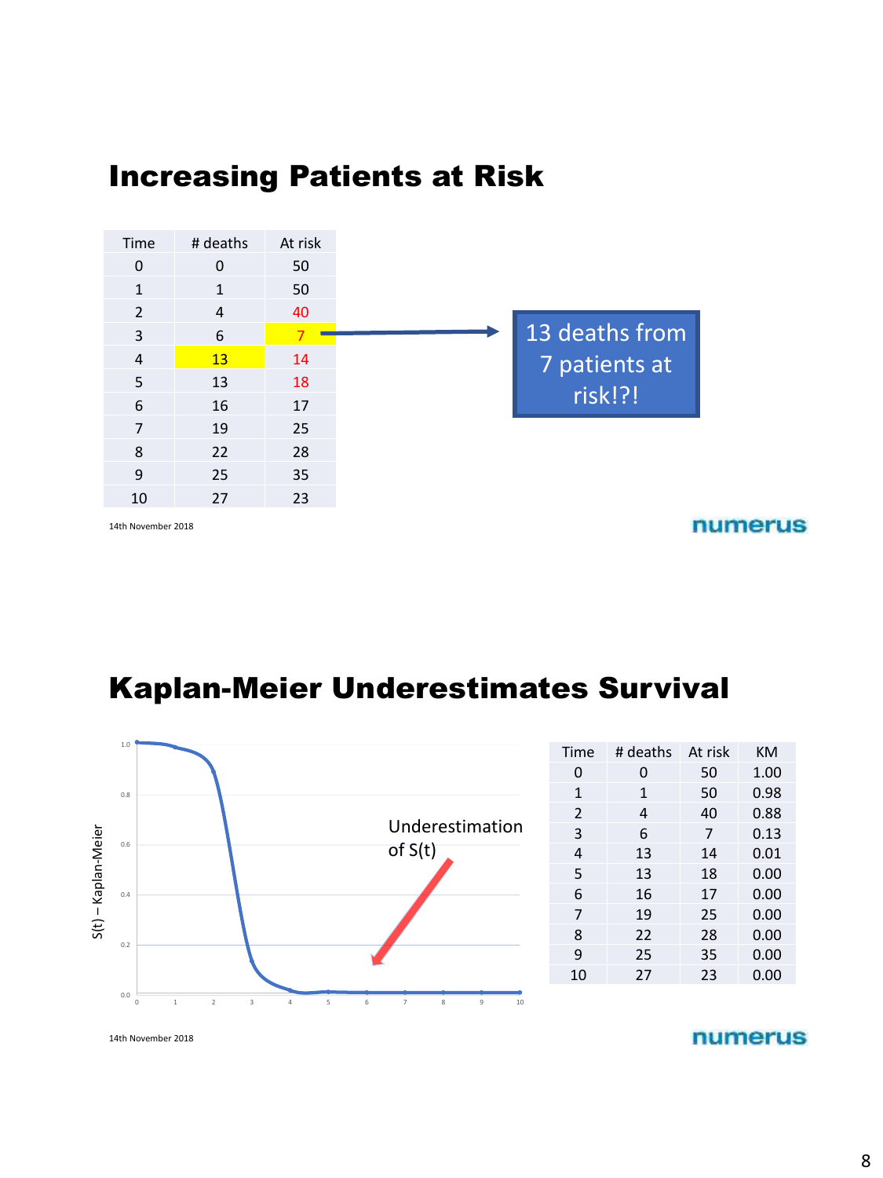## Increasing Patients at Risk

| Time | # deaths | At risk |
|---|---|---|
| 0 | 0 | 50 |
| 1 | 1 | 50 |
| 2 | 4 | 40 |
| 3 | 6 | 7 |
| 4 | 13 | 14 |
| 5 | 13 | 18 |
| 6 | 16 | 17 |
| 7 | 19 | 25 |
| 8 | 22 | 28 |
| 9 | 25 | 35 |
| 10 | 27 | 23 |

13 deaths from 7 patients at risk!?!

14th November 2018

## Kaplan-Meier Underestimates Survival

Underestimation of S(t)

S(t) – Kaplan-Meier

| Time | # deaths | At risk | KM |
|---|---|---|---|
| 0 | 0 | 50 | 1.00 |
| 1 | 1 | 50 | 0.98 |
| 2 | 4 | 40 | 0.88 |
| 3 | 6 | 7 | 0.13 |
| 4 | 13 | 14 | 0.01 |
| 5 | 13 | 18 | 0.00 |
| 6 | 16 | 17 | 0.00 |
| 7 | 19 | 25 | 0.00 |
| 8 | 22 | 28 | 0.00 |
| 9 | 25 | 35 | 0.00 |
| 10 | 27 | 23 | 0.00 |

14th November 2018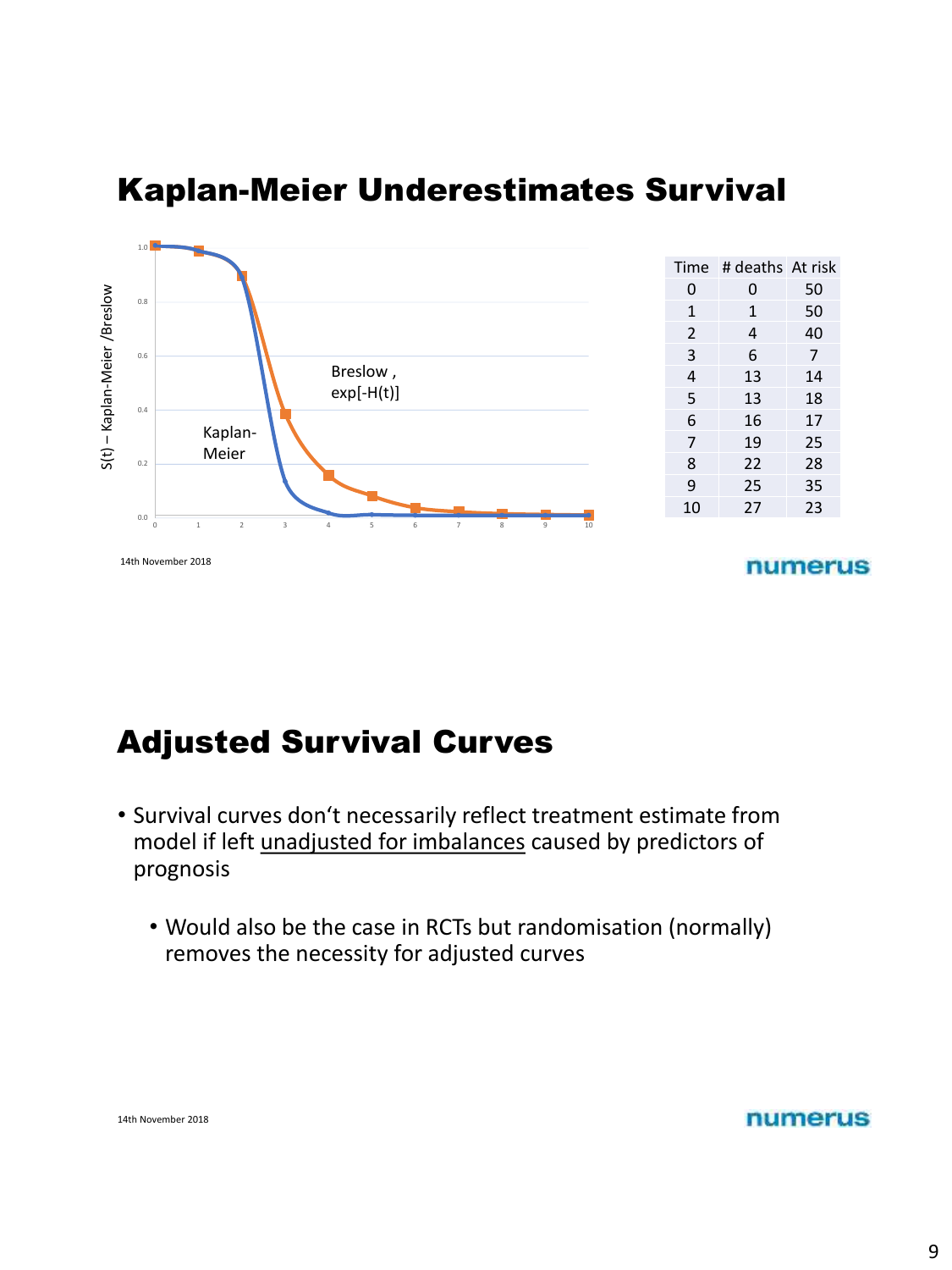## Kaplan-Meier Underestimates Survival

| Time | # deaths | At risk |
|---|---|---|
| 0 | 0 | 50 |
| 1 | 1 | 50 |
| 2 | 4 | 40 |
| 3 | 6 | 7 |
| 4 | 13 | 14 |
| 5 | 13 | 18 |
| 6 | 16 | 17 |
| 7 | 19 | 25 |
| 8 | 22 | 28 |
| 9 | 25 | 35 |
| 10 | 27 | 23 |

## Adjusted Survival Curves

- Survival curves don't necessarily reflect treatment estimate from model if left unadjusted for imbalances caused by predictors of prognosis
  - Would also be the case in RCTs but randomisation (normally) removes the necessity for adjusted curves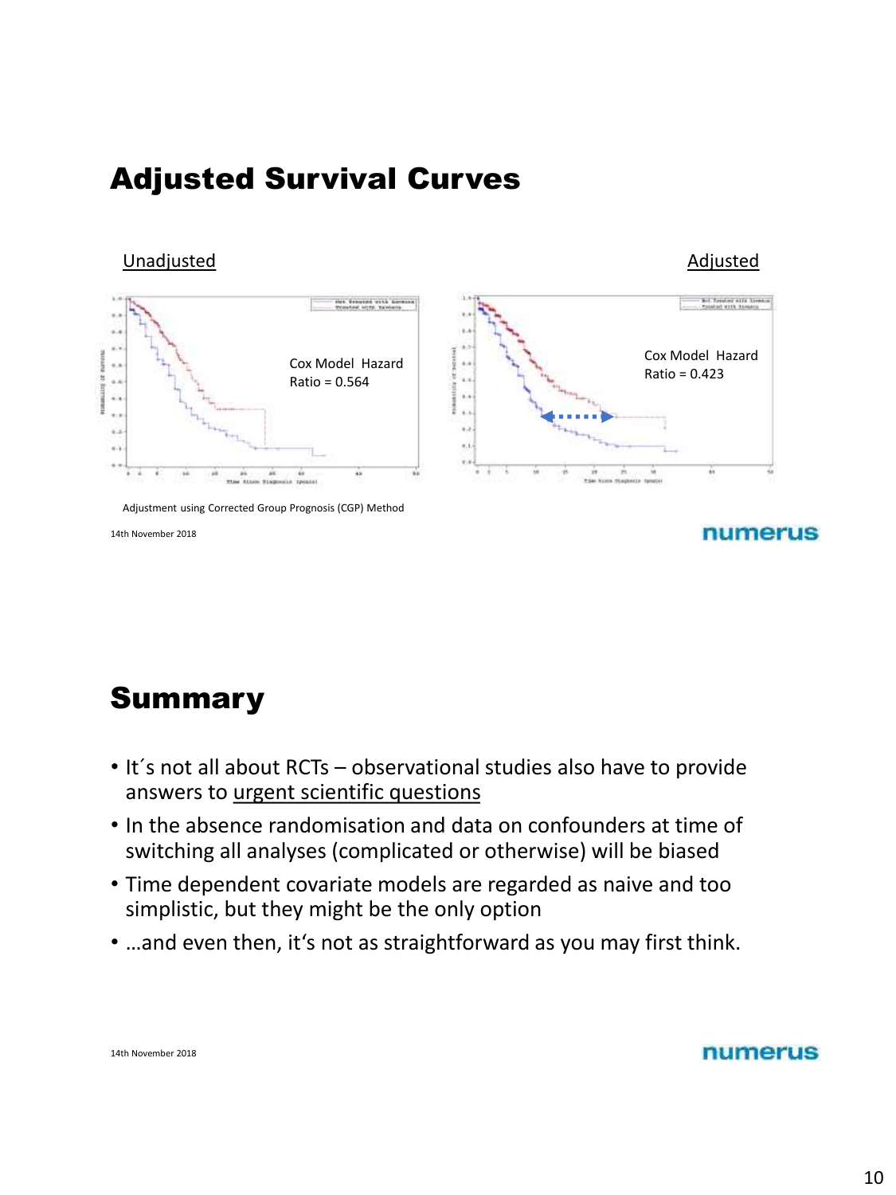## Adjusted Survival Curves

Unadjusted

Cox Model Hazard Ratio = 0.564

Adjusted

Cox Model Hazard Ratio = 0.423

Adjustment using Corrected Group Prognosis (CGP) Method

14th November 2018

## Summary

- It´s not all about RCTs – observational studies also have to provide answers to urgent scientific questions
- In the absence randomisation and data on confounders at time of switching all analyses (complicated or otherwise) will be biased
- Time dependent covariate models are regarded as naive and too simplistic, but they might be the only option
- …and even then, it's not as straightforward as you may first think.

14th November 2018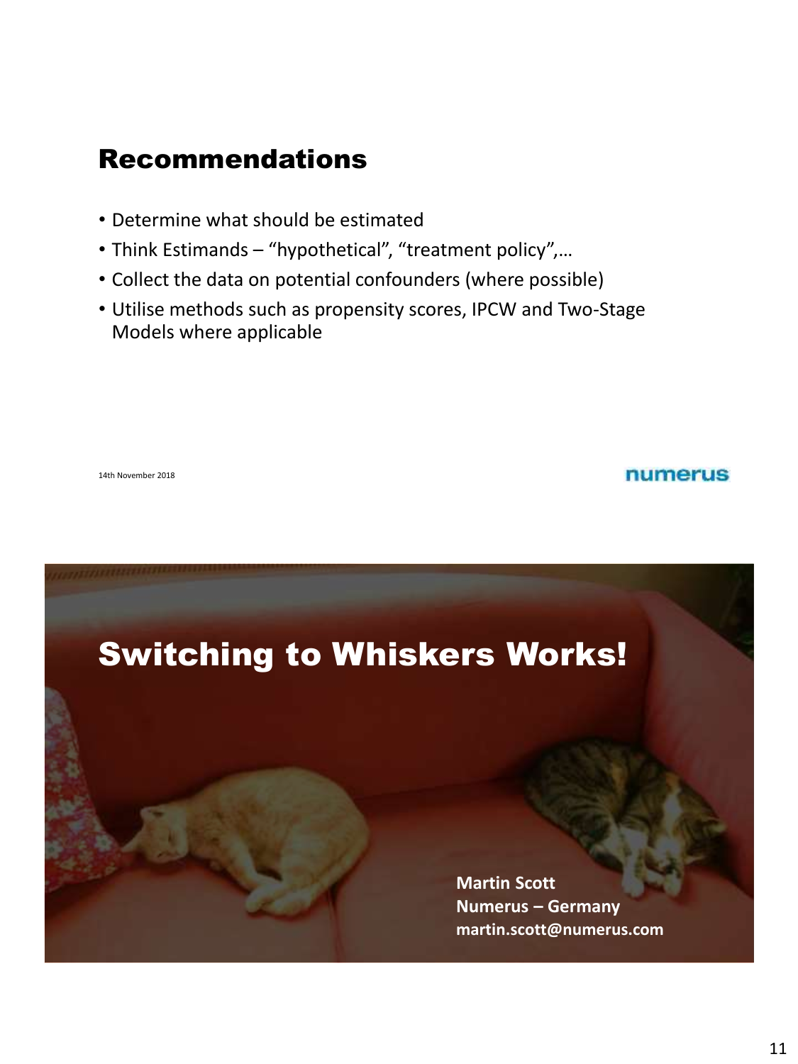## Recommendations

- Determine what should be estimated
- Think Estimands – "hypothetical", "treatment policy",…
- Collect the data on potential confounders (where possible)
- Utilise methods such as propensity scores, IPCW and Two-Stage Models where applicable

14th November 2018

numerus

## Switching to Whiskers Works!

**Martin Scott**
**Numerus – Germany**
**martin.scott@numerus.com**